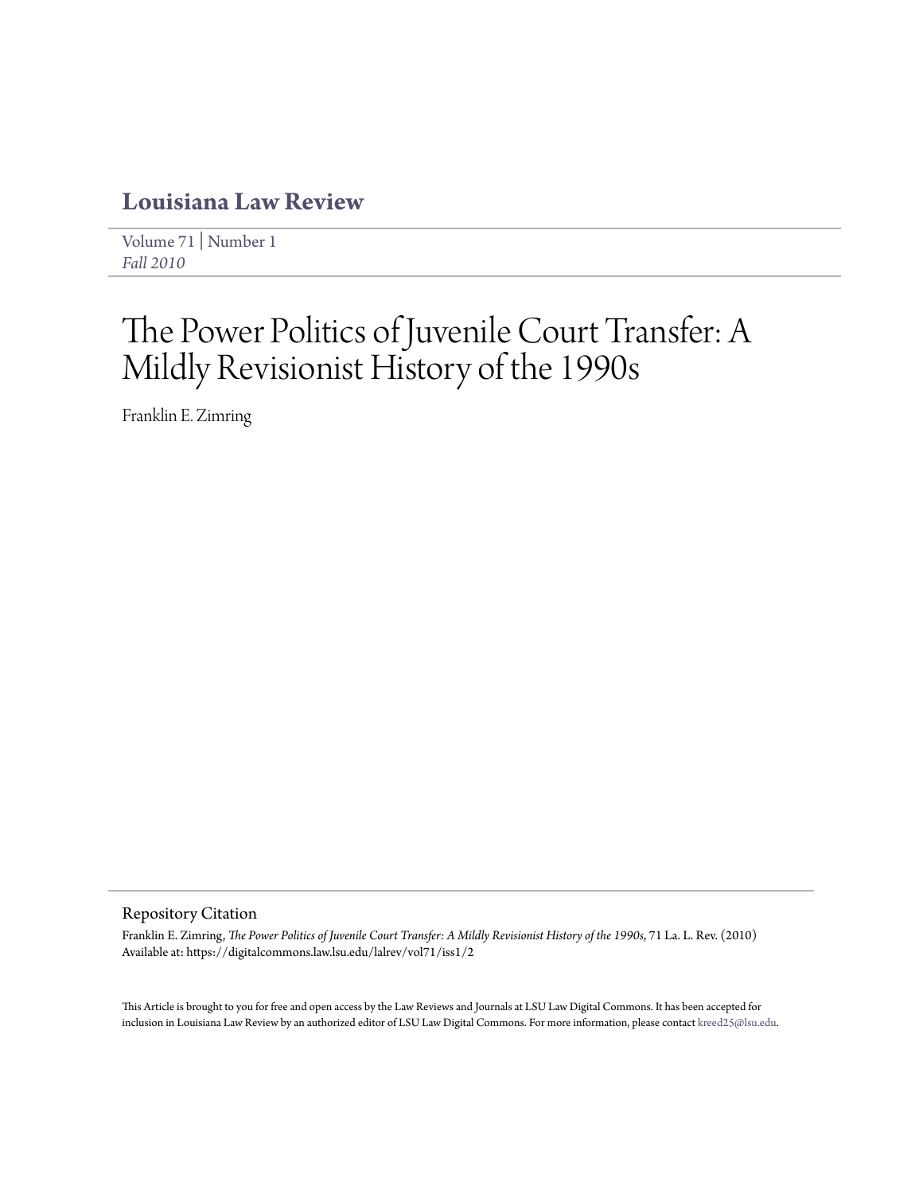# Louisiana Law Review

Volume 71 | Number 1
*Fall 2010*

# The Power Politics of Juvenile Court Transfer: A Mildly Revisionist History of the 1990s

Franklin E. Zimring

## Repository Citation

Franklin E. Zimring, *The Power Politics of Juvenile Court Transfer: A Mildly Revisionist History of the 1990s*, 71 La. L. Rev. (2010)
Available at: https://digitalcommons.law.lsu.edu/lalrev/vol71/iss1/2

This Article is brought to you for free and open access by the Law Reviews and Journals at LSU Law Digital Commons. It has been accepted for inclusion in Louisiana Law Review by an authorized editor of LSU Law Digital Commons. For more information, please contact kreed25@lsu.edu.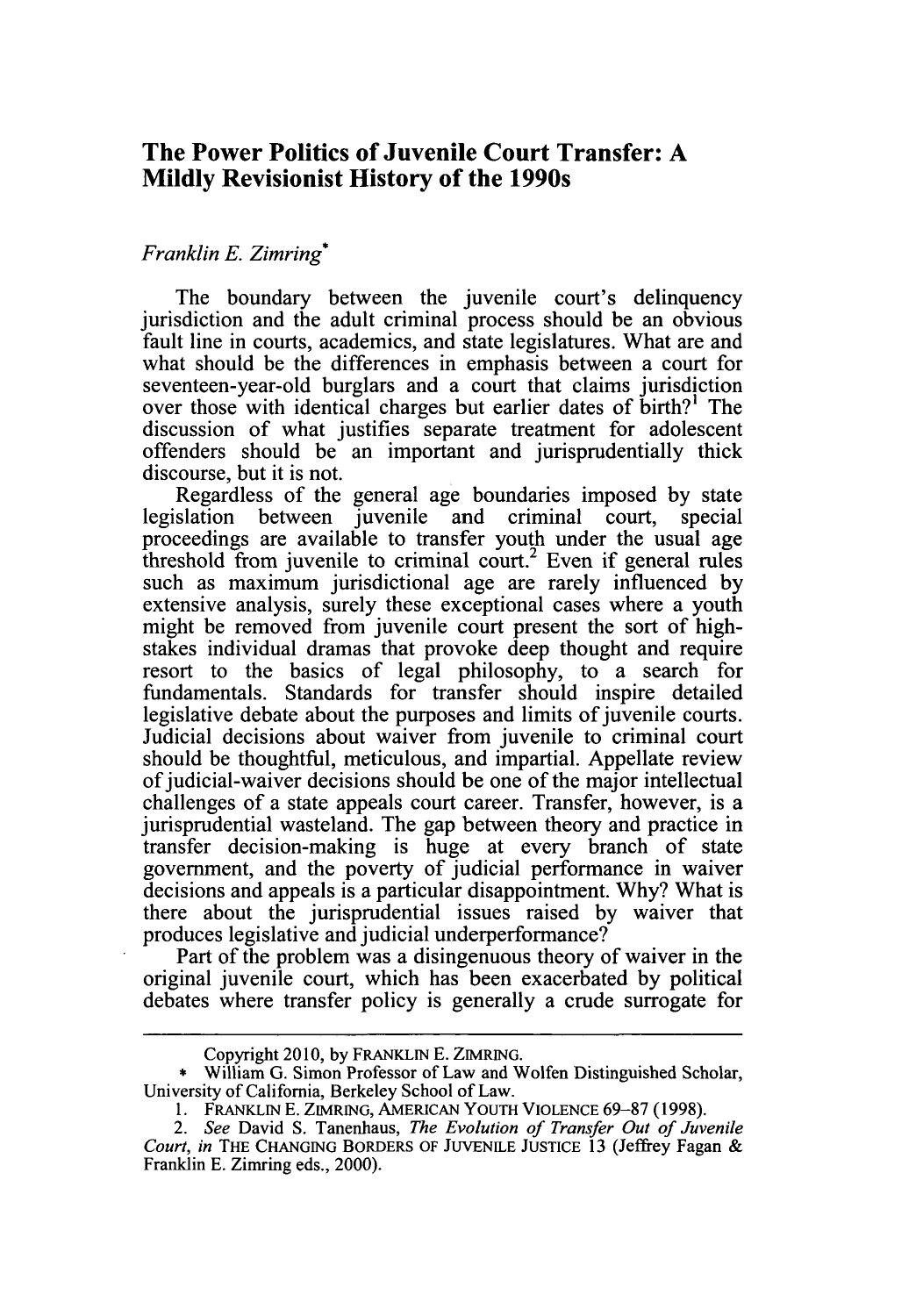# The Power Politics of Juvenile Court Transfer: A Mildly Revisionist History of the 1990s

*Franklin E. Zimring*\*

The boundary between the juvenile court's delinquency jurisdiction and the adult criminal process should be an obvious fault line in courts, academics, and state legislatures. What are and what should be the differences in emphasis between a court for seventeen-year-old burglars and a court that claims jurisdiction over those with identical charges but earlier dates of birth?[1] The discussion of what justifies separate treatment for adolescent offenders should be an important and jurisprudentially thick discourse, but it is not.

Regardless of the general age boundaries imposed by state legislation between juvenile and criminal court, special proceedings are available to transfer youth under the usual age threshold from juvenile to criminal court.[2] Even if general rules such as maximum jurisdictional age are rarely influenced by extensive analysis, surely these exceptional cases where a youth might be removed from juvenile court present the sort of high-stakes individual dramas that provoke deep thought and require resort to the basics of legal philosophy, to a search for fundamentals. Standards for transfer should inspire detailed legislative debate about the purposes and limits of juvenile courts. Judicial decisions about waiver from juvenile to criminal court should be thoughtful, meticulous, and impartial. Appellate review of judicial-waiver decisions should be one of the major intellectual challenges of a state appeals court career. Transfer, however, is a jurisprudential wasteland. The gap between theory and practice in transfer decision-making is huge at every branch of state government, and the poverty of judicial performance in waiver decisions and appeals is a particular disappointment. Why? What is there about the jurisprudential issues raised by waiver that produces legislative and judicial underperformance?

Part of the problem was a disingenuous theory of waiver in the original juvenile court, which has been exacerbated by political debates where transfer policy is generally a crude surrogate for

---

Copyright 2010, by FRANKLIN E. ZIMRING.

\* William G. Simon Professor of Law and Wolfen Distinguished Scholar, University of California, Berkeley School of Law.

1. FRANKLIN E. ZIMRING, AMERICAN YOUTH VIOLENCE 69–87 (1998).

2. *See* David S. Tanenhaus, *The Evolution of Transfer Out of Juvenile Court*, *in* THE CHANGING BORDERS OF JUVENILE JUSTICE 13 (Jeffrey Fagan & Franklin E. Zimring eds., 2000).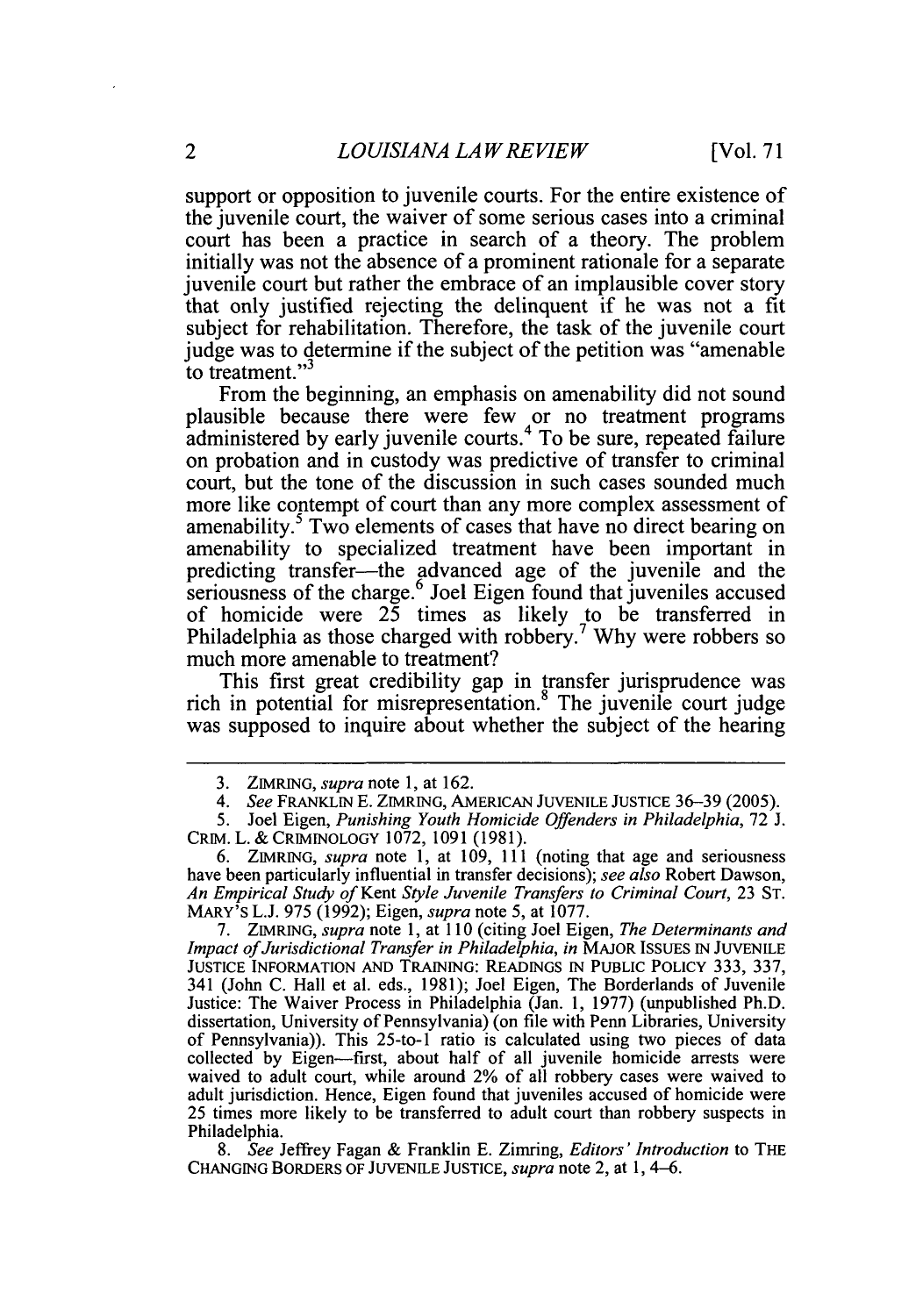support or opposition to juvenile courts. For the entire existence of the juvenile court, the waiver of some serious cases into a criminal court has been a practice in search of a theory. The problem initially was not the absence of a prominent rationale for a separate juvenile court but rather the embrace of an implausible cover story that only justified rejecting the delinquent if he was not a fit subject for rehabilitation. Therefore, the task of the juvenile court judge was to determine if the subject of the petition was "amenable to treatment."[3]

From the beginning, an emphasis on amenability did not sound plausible because there were few or no treatment programs administered by early juvenile courts.[4] To be sure, repeated failure on probation and in custody was predictive of transfer to criminal court, but the tone of the discussion in such cases sounded much more like contempt of court than any more complex assessment of amenability.[5] Two elements of cases that have no direct bearing on amenability to specialized treatment have been important in predicting transfer—the advanced age of the juvenile and the seriousness of the charge.[6] Joel Eigen found that juveniles accused of homicide were 25 times as likely to be transferred in Philadelphia as those charged with robbery.[7] Why were robbers so much more amenable to treatment?

This first great credibility gap in transfer jurisprudence was rich in potential for misrepresentation.[8] The juvenile court judge was supposed to inquire about whether the subject of the hearing

---

3. ZIMRING, *supra* note 1, at 162.

4. *See* FRANKLIN E. ZIMRING, AMERICAN JUVENILE JUSTICE 36–39 (2005).

5. Joel Eigen, *Punishing Youth Homicide Offenders in Philadelphia*, 72 J. CRIM. L. & CRIMINOLOGY 1072, 1091 (1981).

6. ZIMRING, *supra* note 1, at 109, 111 (noting that age and seriousness have been particularly influential in transfer decisions); *see also* Robert Dawson, *An Empirical Study of* Kent *Style Juvenile Transfers to Criminal Court*, 23 ST. MARY'S L.J. 975 (1992); Eigen, *supra* note 5, at 1077.

7. ZIMRING, *supra* note 1, at 110 (citing Joel Eigen, *The Determinants and Impact of Jurisdictional Transfer in Philadelphia*, *in* MAJOR ISSUES IN JUVENILE JUSTICE INFORMATION AND TRAINING: READINGS IN PUBLIC POLICY 333, 337, 341 (John C. Hall et al. eds., 1981); Joel Eigen, The Borderlands of Juvenile Justice: The Waiver Process in Philadelphia (Jan. 1, 1977) (unpublished Ph.D. dissertation, University of Pennsylvania) (on file with Penn Libraries, University of Pennsylvania)). This 25-to-1 ratio is calculated using two pieces of data collected by Eigen—first, about half of all juvenile homicide arrests were waived to adult court, while around 2% of all robbery cases were waived to adult jurisdiction. Hence, Eigen found that juveniles accused of homicide were 25 times more likely to be transferred to adult court than robbery suspects in Philadelphia.

8. *See* Jeffrey Fagan & Franklin E. Zimring, *Editors' Introduction* to THE CHANGING BORDERS OF JUVENILE JUSTICE, *supra* note 2, at 1, 4–6.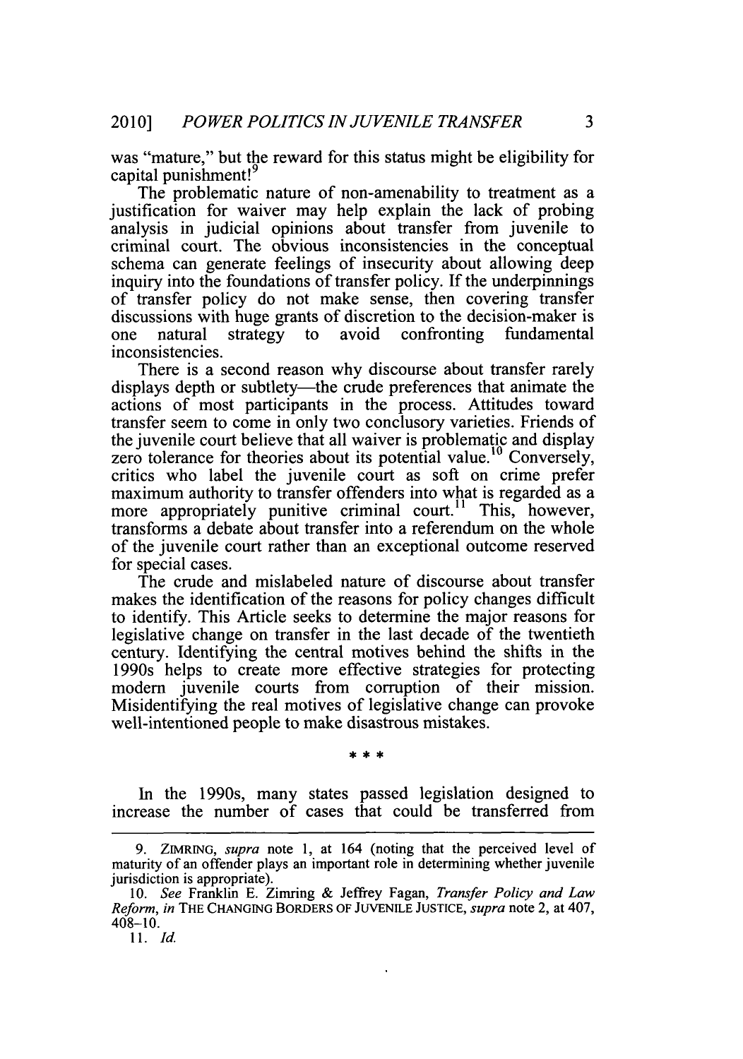was "mature," but the reward for this status might be eligibility for capital punishment![9]

The problematic nature of non-amenability to treatment as a justification for waiver may help explain the lack of probing analysis in judicial opinions about transfer from juvenile to criminal court. The obvious inconsistencies in the conceptual schema can generate feelings of insecurity about allowing deep inquiry into the foundations of transfer policy. If the underpinnings of transfer policy do not make sense, then covering transfer discussions with huge grants of discretion to the decision-maker is one natural strategy to avoid confronting fundamental inconsistencies.

There is a second reason why discourse about transfer rarely displays depth or subtlety—the crude preferences that animate the actions of most participants in the process. Attitudes toward transfer seem to come in only two conclusory varieties. Friends of the juvenile court believe that all waiver is problematic and display zero tolerance for theories about its potential value.[10] Conversely, critics who label the juvenile court as soft on crime prefer maximum authority to transfer offenders into what is regarded as a more appropriately punitive criminal court.[11] This, however, transforms a debate about transfer into a referendum on the whole of the juvenile court rather than an exceptional outcome reserved for special cases.

The crude and mislabeled nature of discourse about transfer makes the identification of the reasons for policy changes difficult to identify. This Article seeks to determine the major reasons for legislative change on transfer in the last decade of the twentieth century. Identifying the central motives behind the shifts in the 1990s helps to create more effective strategies for protecting modern juvenile courts from corruption of their mission. Misidentifying the real motives of legislative change can provoke well-intentioned people to make disastrous mistakes.

\* \* \*

In the 1990s, many states passed legislation designed to increase the number of cases that could be transferred from

---

9. ZIMRING, *supra* note 1, at 164 (noting that the perceived level of maturity of an offender plays an important role in determining whether juvenile jurisdiction is appropriate).

10. *See* Franklin E. Zimring & Jeffrey Fagan, *Transfer Policy and Law Reform*, *in* THE CHANGING BORDERS OF JUVENILE JUSTICE, *supra* note 2, at 407, 408–10.

11. *Id.*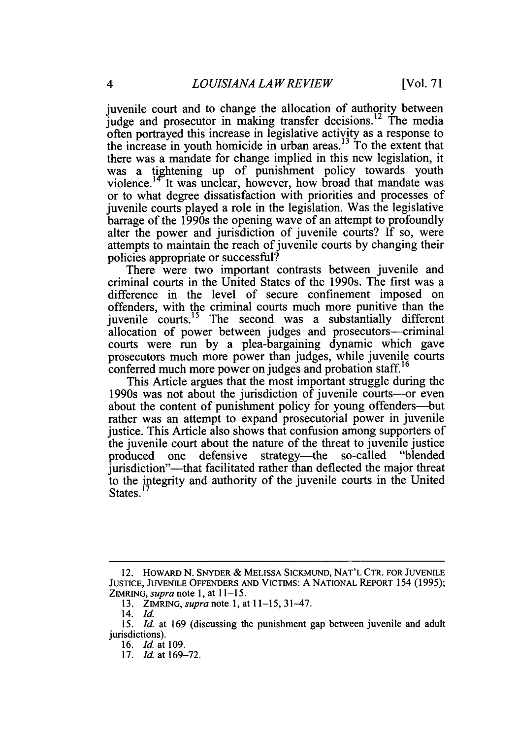juvenile court and to change the allocation of authority between judge and prosecutor in making transfer decisions.[12] The media often portrayed this increase in legislative activity as a response to the increase in youth homicide in urban areas.[13] To the extent that there was a mandate for change implied in this new legislation, it was a tightening up of punishment policy towards youth violence.[14] It was unclear, however, how broad that mandate was or to what degree dissatisfaction with priorities and processes of juvenile courts played a role in the legislation. Was the legislative barrage of the 1990s the opening wave of an attempt to profoundly alter the power and jurisdiction of juvenile courts? If so, were attempts to maintain the reach of juvenile courts by changing their policies appropriate or successful?

There were two important contrasts between juvenile and criminal courts in the United States of the 1990s. The first was a difference in the level of secure confinement imposed on offenders, with the criminal courts much more punitive than the juvenile courts.[15] The second was a substantially different allocation of power between judges and prosecutors—criminal courts were run by a plea-bargaining dynamic which gave prosecutors much more power than judges, while juvenile courts conferred much more power on judges and probation staff.[16]

This Article argues that the most important struggle during the 1990s was not about the jurisdiction of juvenile courts—or even about the content of punishment policy for young offenders—but rather was an attempt to expand prosecutorial power in juvenile justice. This Article also shows that confusion among supporters of the juvenile court about the nature of the threat to juvenile justice produced one defensive strategy—the so-called "blended jurisdiction"—that facilitated rather than deflected the major threat to the integrity and authority of the juvenile courts in the United States.[17]

---

12. HOWARD N. SNYDER & MELISSA SICKMUND, NAT'L CTR. FOR JUVENILE JUSTICE, JUVENILE OFFENDERS AND VICTIMS: A NATIONAL REPORT 154 (1995); ZIMRING, *supra* note 1, at 11–15.

13. ZIMRING, *supra* note 1, at 11–15, 31–47.

14. *Id.*

15. *Id.* at 169 (discussing the punishment gap between juvenile and adult jurisdictions).

16. *Id.* at 109.

17. *Id.* at 169–72.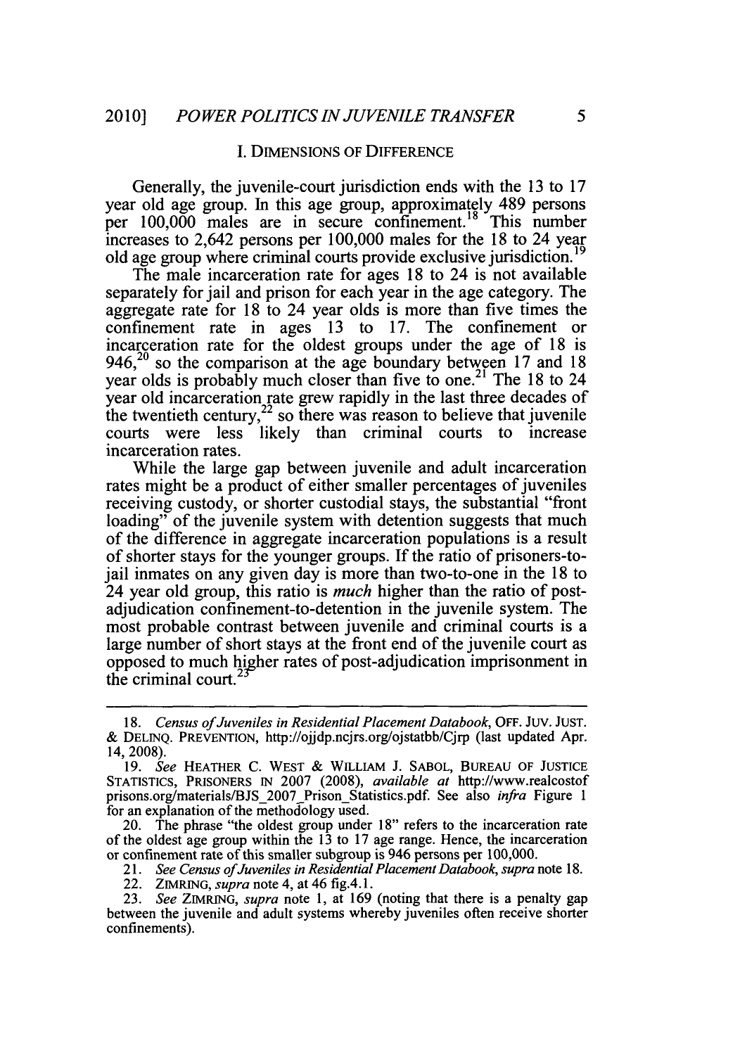## I. DIMENSIONS OF DIFFERENCE

Generally, the juvenile-court jurisdiction ends with the 13 to 17 year old age group. In this age group, approximately 489 persons per 100,000 males are in secure confinement.[18] This number increases to 2,642 persons per 100,000 males for the 18 to 24 year old age group where criminal courts provide exclusive jurisdiction.[19]

The male incarceration rate for ages 18 to 24 is not available separately for jail and prison for each year in the age category. The aggregate rate for 18 to 24 year olds is more than five times the confinement rate in ages 13 to 17. The confinement or incarceration rate for the oldest groups under the age of 18 is 946,[20] so the comparison at the age boundary between 17 and 18 year olds is probably much closer than five to one.[21] The 18 to 24 year old incarceration rate grew rapidly in the last three decades of the twentieth century,[22] so there was reason to believe that juvenile courts were less likely than criminal courts to increase incarceration rates.

While the large gap between juvenile and adult incarceration rates might be a product of either smaller percentages of juveniles receiving custody, or shorter custodial stays, the substantial "front loading" of the juvenile system with detention suggests that much of the difference in aggregate incarceration populations is a result of shorter stays for the younger groups. If the ratio of prisoners-to-jail inmates on any given day is more than two-to-one in the 18 to 24 year old group, this ratio is *much* higher than the ratio of post-adjudication confinement-to-detention in the juvenile system. The most probable contrast between juvenile and criminal courts is a large number of short stays at the front end of the juvenile court as opposed to much higher rates of post-adjudication imprisonment in the criminal court.[23]

---

18. *Census of Juveniles in Residential Placement Databook*, OFF. JUV. JUST. & DELINQ. PREVENTION, http://ojjdp.ncjrs.org/ojstatbb/Cjrp (last updated Apr. 14, 2008).

19. *See* HEATHER C. WEST & WILLIAM J. SABOL, BUREAU OF JUSTICE STATISTICS, PRISONERS IN 2007 (2008), *available at* http://www.realcostofprisons.org/materials/BJS_2007_Prison_Statistics.pdf. See also *infra* Figure 1 for an explanation of the methodology used.

20. The phrase "the oldest group under 18" refers to the incarceration rate of the oldest age group within the 13 to 17 age range. Hence, the incarceration or confinement rate of this smaller subgroup is 946 persons per 100,000.

21. *See Census of Juveniles in Residential Placement Databook*, *supra* note 18.

22. ZIMRING, *supra* note 4, at 46 fig.4.1.

23. *See* ZIMRING, *supra* note 1, at 169 (noting that there is a penalty gap between the juvenile and adult systems whereby juveniles often receive shorter confinements).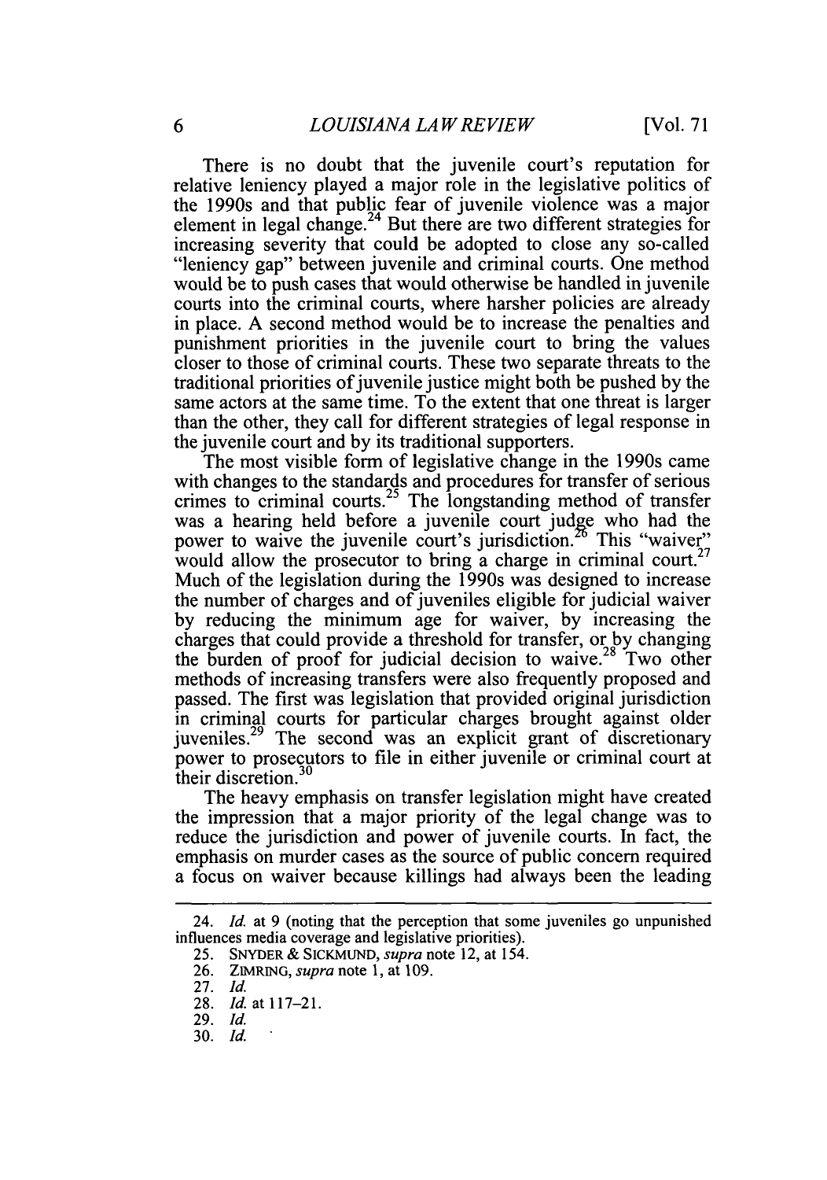There is no doubt that the juvenile court's reputation for relative leniency played a major role in the legislative politics of the 1990s and that public fear of juvenile violence was a major element in legal change.[24] But there are two different strategies for increasing severity that could be adopted to close any so-called "leniency gap" between juvenile and criminal courts. One method would be to push cases that would otherwise be handled in juvenile courts into the criminal courts, where harsher policies are already in place. A second method would be to increase the penalties and punishment priorities in the juvenile court to bring the values closer to those of criminal courts. These two separate threats to the traditional priorities of juvenile justice might both be pushed by the same actors at the same time. To the extent that one threat is larger than the other, they call for different strategies of legal response in the juvenile court and by its traditional supporters.

The most visible form of legislative change in the 1990s came with changes to the standards and procedures for transfer of serious crimes to criminal courts.[25] The longstanding method of transfer was a hearing held before a juvenile court judge who had the power to waive the juvenile court's jurisdiction.[26] This "waiver" would allow the prosecutor to bring a charge in criminal court.[27] Much of the legislation during the 1990s was designed to increase the number of charges and of juveniles eligible for judicial waiver by reducing the minimum age for waiver, by increasing the charges that could provide a threshold for transfer, or by changing the burden of proof for judicial decision to waive.[28] Two other methods of increasing transfers were also frequently proposed and passed. The first was legislation that provided original jurisdiction in criminal courts for particular charges brought against older juveniles.[29] The second was an explicit grant of discretionary power to prosecutors to file in either juvenile or criminal court at their discretion.[30]

The heavy emphasis on transfer legislation might have created the impression that a major priority of the legal change was to reduce the jurisdiction and power of juvenile courts. In fact, the emphasis on murder cases as the source of public concern required a focus on waiver because killings had always been the leading

---

24. *Id.* at 9 (noting that the perception that some juveniles go unpunished influences media coverage and legislative priorities).

25. SNYDER & SICKMUND, *supra* note 12, at 154.

26. ZIMRING, *supra* note 1, at 109.

27. *Id.*

28. *Id.* at 117–21.

29. *Id.*

30. *Id.*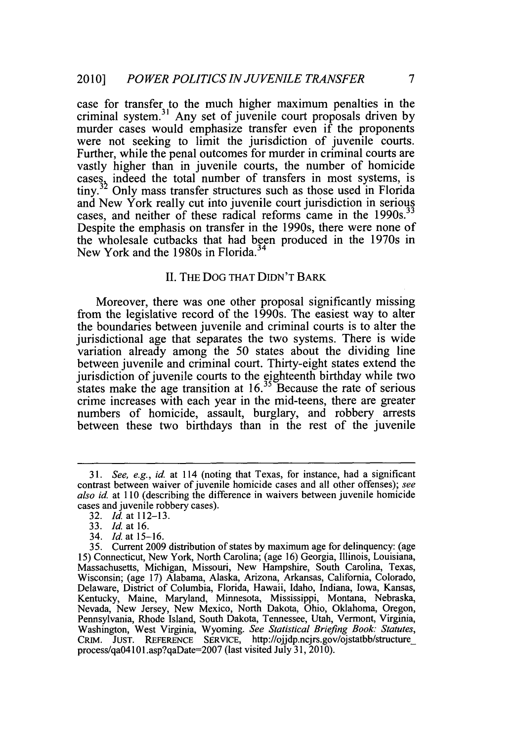case for transfer to the much higher maximum penalties in the criminal system.[31] Any set of juvenile court proposals driven by murder cases would emphasize transfer even if the proponents were not seeking to limit the jurisdiction of juvenile courts. Further, while the penal outcomes for murder in criminal courts are vastly higher than in juvenile courts, the number of homicide cases, indeed the total number of transfers in most systems, is tiny.[32] Only mass transfer structures such as those used in Florida and New York really cut into juvenile court jurisdiction in serious cases, and neither of these radical reforms came in the 1990s.[33] Despite the emphasis on transfer in the 1990s, there were none of the wholesale cutbacks that had been produced in the 1970s in New York and the 1980s in Florida.[34]

## II. THE DOG THAT DIDN'T BARK

Moreover, there was one other proposal significantly missing from the legislative record of the 1990s. The easiest way to alter the boundaries between juvenile and criminal courts is to alter the jurisdictional age that separates the two systems. There is wide variation already among the 50 states about the dividing line between juvenile and criminal court. Thirty-eight states extend the jurisdiction of juvenile courts to the eighteenth birthday while two states make the age transition at 16.[35] Because the rate of serious crime increases with each year in the mid-teens, there are greater numbers of homicide, assault, burglary, and robbery arrests between these two birthdays than in the rest of the juvenile

---

31. *See, e.g.*, *id.* at 114 (noting that Texas, for instance, had a significant contrast between waiver of juvenile homicide cases and all other offenses); *see also id.* at 110 (describing the difference in waivers between juvenile homicide cases and juvenile robbery cases).

32. *Id.* at 112–13.

33. *Id.* at 16.

34. *Id.* at 15–16.

35. Current 2009 distribution of states by maximum age for delinquency: (age 15) Connecticut, New York, North Carolina; (age 16) Georgia, Illinois, Louisiana, Massachusetts, Michigan, Missouri, New Hampshire, South Carolina, Texas, Wisconsin; (age 17) Alabama, Alaska, Arizona, Arkansas, California, Colorado, Delaware, District of Columbia, Florida, Hawaii, Idaho, Indiana, Iowa, Kansas, Kentucky, Maine, Maryland, Minnesota, Mississippi, Montana, Nebraska, Nevada, New Jersey, New Mexico, North Dakota, Ohio, Oklahoma, Oregon, Pennsylvania, Rhode Island, South Dakota, Tennessee, Utah, Vermont, Virginia, Washington, West Virginia, Wyoming. *See Statistical Briefing Book: Statutes*, CRIM. JUST. REFERENCE SERVICE, http://ojjdp.ncjrs.gov/ojstatbb/structure_process/qa04101.asp?qaDate=2007 (last visited July 31, 2010).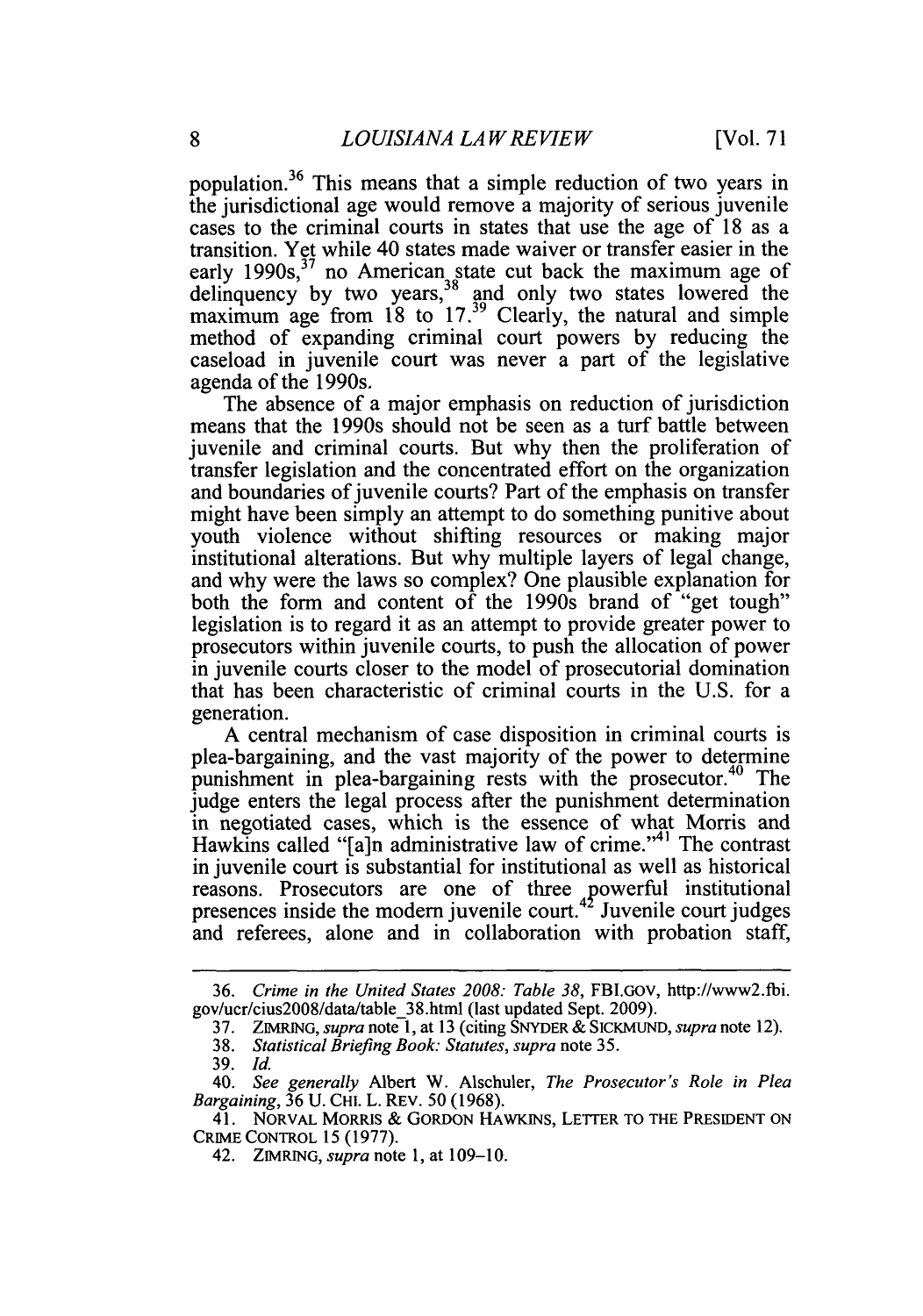population.[36] This means that a simple reduction of two years in the jurisdictional age would remove a majority of serious juvenile cases to the criminal courts in states that use the age of 18 as a transition. Yet while 40 states made waiver or transfer easier in the early 1990s,[37] no American state cut back the maximum age of delinquency by two years,[38] and only two states lowered the maximum age from 18 to 17.[39] Clearly, the natural and simple method of expanding criminal court powers by reducing the caseload in juvenile court was never a part of the legislative agenda of the 1990s.

The absence of a major emphasis on reduction of jurisdiction means that the 1990s should not be seen as a turf battle between juvenile and criminal courts. But why then the proliferation of transfer legislation and the concentrated effort on the organization and boundaries of juvenile courts? Part of the emphasis on transfer might have been simply an attempt to do something punitive about youth violence without shifting resources or making major institutional alterations. But why multiple layers of legal change, and why were the laws so complex? One plausible explanation for both the form and content of the 1990s brand of "get tough" legislation is to regard it as an attempt to provide greater power to prosecutors within juvenile courts, to push the allocation of power in juvenile courts closer to the model of prosecutorial domination that has been characteristic of criminal courts in the U.S. for a generation.

A central mechanism of case disposition in criminal courts is plea-bargaining, and the vast majority of the power to determine punishment in plea-bargaining rests with the prosecutor.[40] The judge enters the legal process after the punishment determination in negotiated cases, which is the essence of what Morris and Hawkins called "[a]n administrative law of crime."[41] The contrast in juvenile court is substantial for institutional as well as historical reasons. Prosecutors are one of three powerful institutional presences inside the modern juvenile court.[42] Juvenile court judges and referees, alone and in collaboration with probation staff,

---

36. *Crime in the United States 2008: Table 38*, FBI.GOV, http://www2.fbi.gov/ucr/cius2008/data/table_38.html (last updated Sept. 2009).

37. ZIMRING, *supra* note 1, at 13 (citing SNYDER & SICKMUND, *supra* note 12).

38. *Statistical Briefing Book: Statutes*, *supra* note 35.

39. *Id.*

40. *See generally* Albert W. Alschuler, *The Prosecutor's Role in Plea Bargaining*, 36 U. CHI. L. REV. 50 (1968).

41. NORVAL MORRIS & GORDON HAWKINS, LETTER TO THE PRESIDENT ON CRIME CONTROL 15 (1977).

42. ZIMRING, *supra* note 1, at 109–10.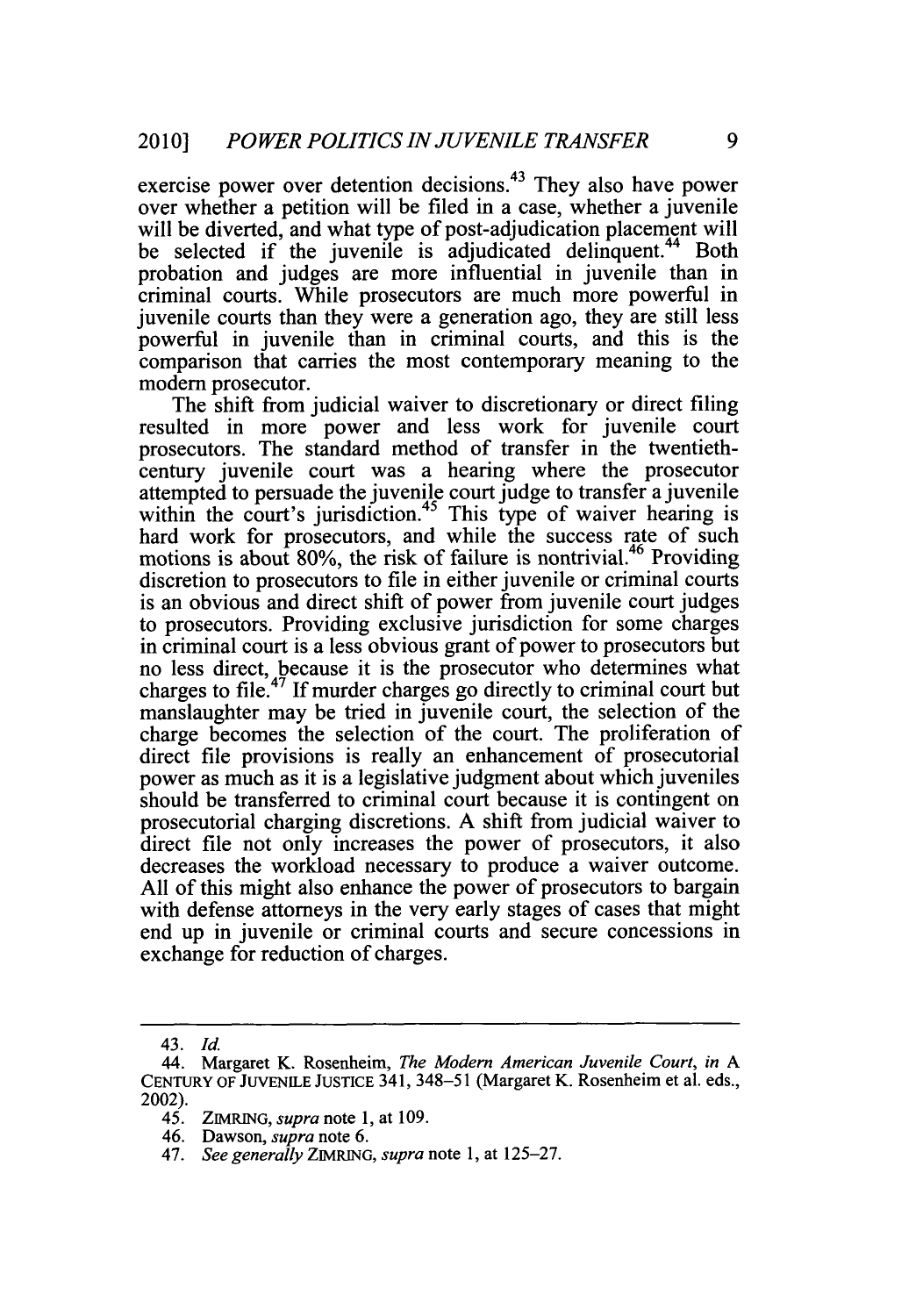exercise power over detention decisions.[43] They also have power over whether a petition will be filed in a case, whether a juvenile will be diverted, and what type of post-adjudication placement will be selected if the juvenile is adjudicated delinquent.[44] Both probation and judges are more influential in juvenile than in criminal courts. While prosecutors are much more powerful in juvenile courts than they were a generation ago, they are still less powerful in juvenile than in criminal courts, and this is the comparison that carries the most contemporary meaning to the modern prosecutor.

The shift from judicial waiver to discretionary or direct filing resulted in more power and less work for juvenile court prosecutors. The standard method of transfer in the twentieth-century juvenile court was a hearing where the prosecutor attempted to persuade the juvenile court judge to transfer a juvenile within the court's jurisdiction.[45] This type of waiver hearing is hard work for prosecutors, and while the success rate of such motions is about 80%, the risk of failure is nontrivial.[46] Providing discretion to prosecutors to file in either juvenile or criminal courts is an obvious and direct shift of power from juvenile court judges to prosecutors. Providing exclusive jurisdiction for some charges in criminal court is a less obvious grant of power to prosecutors but no less direct, because it is the prosecutor who determines what charges to file.[47] If murder charges go directly to criminal court but manslaughter may be tried in juvenile court, the selection of the charge becomes the selection of the court. The proliferation of direct file provisions is really an enhancement of prosecutorial power as much as it is a legislative judgment about which juveniles should be transferred to criminal court because it is contingent on prosecutorial charging discretions. A shift from judicial waiver to direct file not only increases the power of prosecutors, it also decreases the workload necessary to produce a waiver outcome. All of this might also enhance the power of prosecutors to bargain with defense attorneys in the very early stages of cases that might end up in juvenile or criminal courts and secure concessions in exchange for reduction of charges.

---

43. *Id.*

44. Margaret K. Rosenheim, *The Modern American Juvenile Court*, *in* A CENTURY OF JUVENILE JUSTICE 341, 348–51 (Margaret K. Rosenheim et al. eds., 2002).

45. ZIMRING, *supra* note 1, at 109.

46. Dawson, *supra* note 6.

47. *See generally* ZIMRING, *supra* note 1, at 125–27.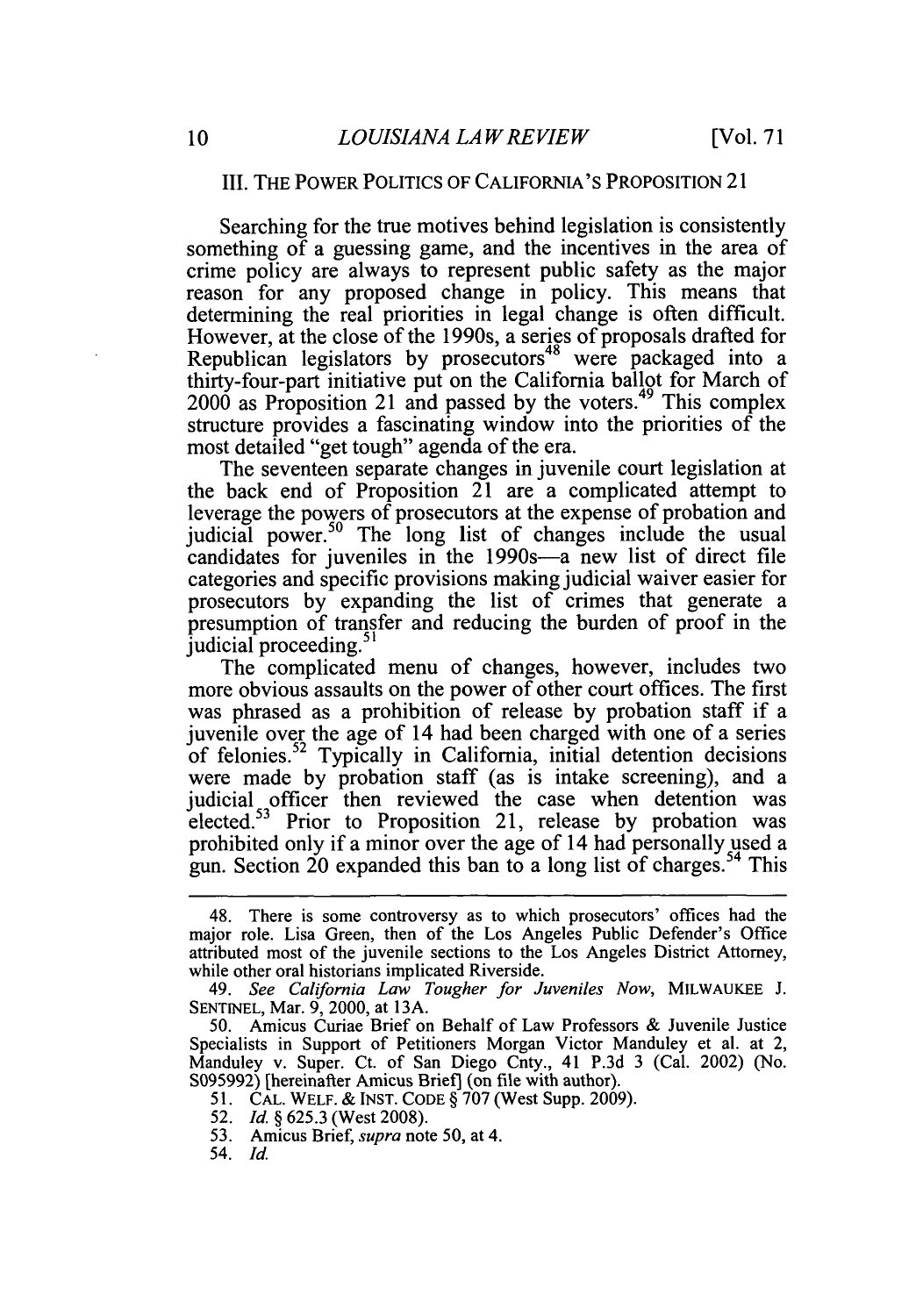## III. THE POWER POLITICS OF CALIFORNIA'S PROPOSITION 21

Searching for the true motives behind legislation is consistently something of a guessing game, and the incentives in the area of crime policy are always to represent public safety as the major reason for any proposed change in policy. This means that determining the real priorities in legal change is often difficult. However, at the close of the 1990s, a series of proposals drafted for Republican legislators by prosecutors[48] were packaged into a thirty-four-part initiative put on the California ballot for March of 2000 as Proposition 21 and passed by the voters.[49] This complex structure provides a fascinating window into the priorities of the most detailed "get tough" agenda of the era.

The seventeen separate changes in juvenile court legislation at the back end of Proposition 21 are a complicated attempt to leverage the powers of prosecutors at the expense of probation and judicial power.[50] The long list of changes include the usual candidates for juveniles in the 1990s—a new list of direct file categories and specific provisions making judicial waiver easier for prosecutors by expanding the list of crimes that generate a presumption of transfer and reducing the burden of proof in the judicial proceeding.[51]

The complicated menu of changes, however, includes two more obvious assaults on the power of other court offices. The first was phrased as a prohibition of release by probation staff if a juvenile over the age of 14 had been charged with one of a series of felonies.[52] Typically in California, initial detention decisions were made by probation staff (as is intake screening), and a judicial officer then reviewed the case when detention was elected.[53] Prior to Proposition 21, release by probation was prohibited only if a minor over the age of 14 had personally used a gun. Section 20 expanded this ban to a long list of charges.[54] This

---

48. There is some controversy as to which prosecutors' offices had the major role. Lisa Green, then of the Los Angeles Public Defender's Office attributed most of the juvenile sections to the Los Angeles District Attorney, while other oral historians implicated Riverside.

49. *See California Law Tougher for Juveniles Now*, MILWAUKEE J. SENTINEL, Mar. 9, 2000, at 13A.

50. Amicus Curiae Brief on Behalf of Law Professors & Juvenile Justice Specialists in Support of Petitioners Morgan Victor Manduley et al. at 2, Manduley v. Super. Ct. of San Diego Cnty., 41 P.3d 3 (Cal. 2002) (No. S095992) [hereinafter Amicus Brief] (on file with author).

51. CAL. WELF. & INST. CODE § 707 (West Supp. 2009).

52. *Id.* § 625.3 (West 2008).

53. Amicus Brief, *supra* note 50, at 4.

54. *Id.*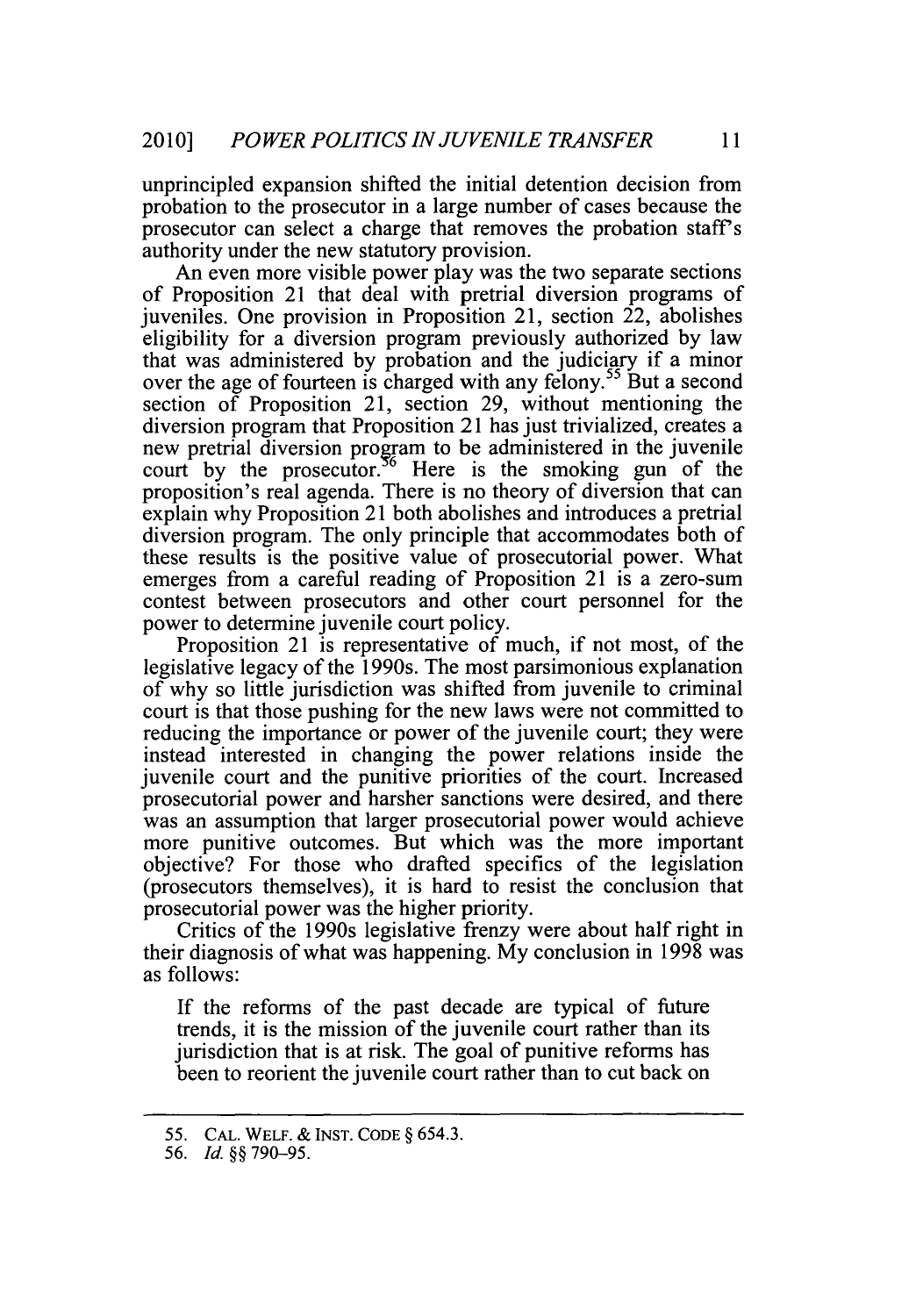unprincipled expansion shifted the initial detention decision from probation to the prosecutor in a large number of cases because the prosecutor can select a charge that removes the probation staff's authority under the new statutory provision.

An even more visible power play was the two separate sections of Proposition 21 that deal with pretrial diversion programs of juveniles. One provision in Proposition 21, section 22, abolishes eligibility for a diversion program previously authorized by law that was administered by probation and the judiciary if a minor over the age of fourteen is charged with any felony.[55] But a second section of Proposition 21, section 29, without mentioning the diversion program that Proposition 21 has just trivialized, creates a new pretrial diversion program to be administered in the juvenile court by the prosecutor.[56] Here is the smoking gun of the proposition's real agenda. There is no theory of diversion that can explain why Proposition 21 both abolishes and introduces a pretrial diversion program. The only principle that accommodates both of these results is the positive value of prosecutorial power. What emerges from a careful reading of Proposition 21 is a zero-sum contest between prosecutors and other court personnel for the power to determine juvenile court policy.

Proposition 21 is representative of much, if not most, of the legislative legacy of the 1990s. The most parsimonious explanation of why so little jurisdiction was shifted from juvenile to criminal court is that those pushing for the new laws were not committed to reducing the importance or power of the juvenile court; they were instead interested in changing the power relations inside the juvenile court and the punitive priorities of the court. Increased prosecutorial power and harsher sanctions were desired, and there was an assumption that larger prosecutorial power would achieve more punitive outcomes. But which was the more important objective? For those who drafted specifics of the legislation (prosecutors themselves), it is hard to resist the conclusion that prosecutorial power was the higher priority.

Critics of the 1990s legislative frenzy were about half right in their diagnosis of what was happening. My conclusion in 1998 was as follows:

> If the reforms of the past decade are typical of future trends, it is the mission of the juvenile court rather than its jurisdiction that is at risk. The goal of punitive reforms has been to reorient the juvenile court rather than to cut back on

---

55. CAL. WELF. & INST. CODE § 654.3.

56. *Id.* §§ 790–95.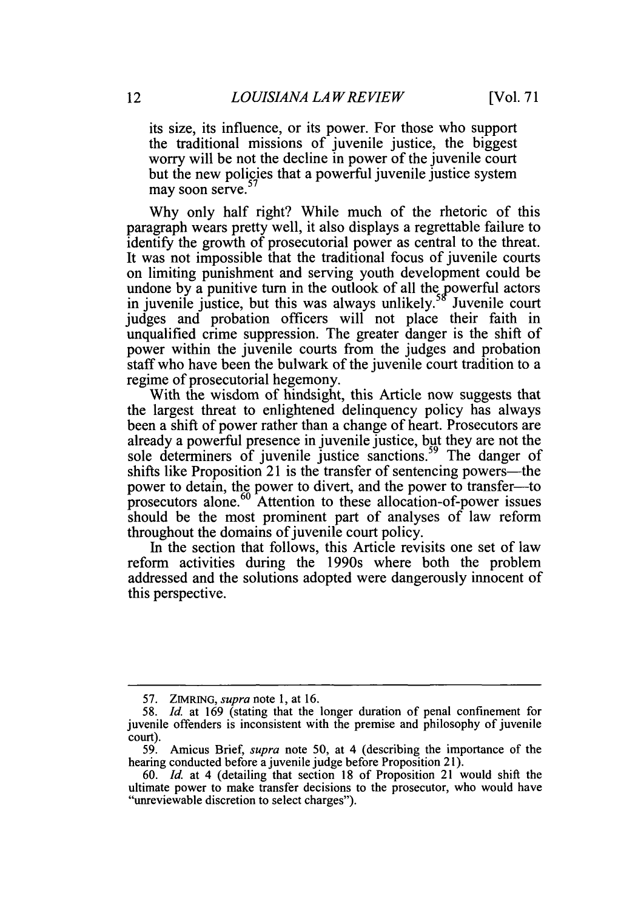its size, its influence, or its power. For those who support the traditional missions of juvenile justice, the biggest worry will be not the decline in power of the juvenile court but the new policies that a powerful juvenile justice system may soon serve.[57]

Why only half right? While much of the rhetoric of this paragraph wears pretty well, it also displays a regrettable failure to identify the growth of prosecutorial power as central to the threat. It was not impossible that the traditional focus of juvenile courts on limiting punishment and serving youth development could be undone by a punitive turn in the outlook of all the powerful actors in juvenile justice, but this was always unlikely.[58] Juvenile court judges and probation officers will not place their faith in unqualified crime suppression. The greater danger is the shift of power within the juvenile courts from the judges and probation staff who have been the bulwark of the juvenile court tradition to a regime of prosecutorial hegemony.

With the wisdom of hindsight, this Article now suggests that the largest threat to enlightened delinquency policy has always been a shift of power rather than a change of heart. Prosecutors are already a powerful presence in juvenile justice, but they are not the sole determiners of juvenile justice sanctions.[59] The danger of shifts like Proposition 21 is the transfer of sentencing powers—the power to detain, the power to divert, and the power to transfer—to prosecutors alone.[60] Attention to these allocation-of-power issues should be the most prominent part of analyses of law reform throughout the domains of juvenile court policy.

In the section that follows, this Article revisits one set of law reform activities during the 1990s where both the problem addressed and the solutions adopted were dangerously innocent of this perspective.

---

57. ZIMRING, *supra* note 1, at 16.

58. *Id.* at 169 (stating that the longer duration of penal confinement for juvenile offenders is inconsistent with the premise and philosophy of juvenile court).

59. Amicus Brief, *supra* note 50, at 4 (describing the importance of the hearing conducted before a juvenile judge before Proposition 21).

60. *Id.* at 4 (detailing that section 18 of Proposition 21 would shift the ultimate power to make transfer decisions to the prosecutor, who would have "unreviewable discretion to select charges").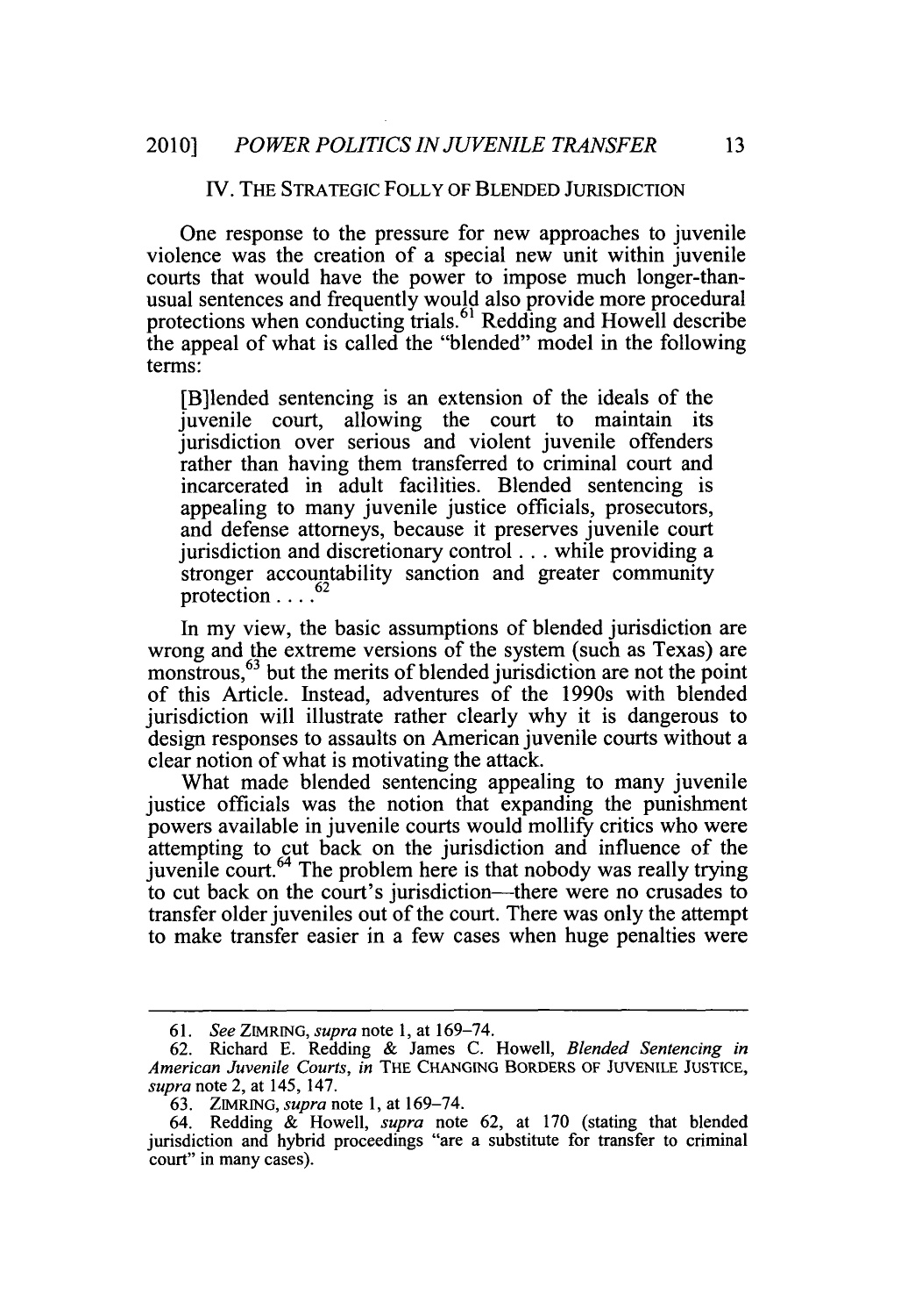## IV. THE STRATEGIC FOLLY OF BLENDED JURISDICTION

One response to the pressure for new approaches to juvenile violence was the creation of a special new unit within juvenile courts that would have the power to impose much longer-than-usual sentences and frequently would also provide more procedural protections when conducting trials.[61] Redding and Howell describe the appeal of what is called the "blended" model in the following terms:

> [B]lended sentencing is an extension of the ideals of the juvenile court, allowing the court to maintain its jurisdiction over serious and violent juvenile offenders rather than having them transferred to criminal court and incarcerated in adult facilities. Blended sentencing is appealing to many juvenile justice officials, prosecutors, and defense attorneys, because it preserves juvenile court jurisdiction and discretionary control . . . while providing a stronger accountability sanction and greater community protection . . . .[62]

In my view, the basic assumptions of blended jurisdiction are wrong and the extreme versions of the system (such as Texas) are monstrous,[63] but the merits of blended jurisdiction are not the point of this Article. Instead, adventures of the 1990s with blended jurisdiction will illustrate rather clearly why it is dangerous to design responses to assaults on American juvenile courts without a clear notion of what is motivating the attack.

What made blended sentencing appealing to many juvenile justice officials was the notion that expanding the punishment powers available in juvenile courts would mollify critics who were attempting to cut back on the jurisdiction and influence of the juvenile court.[64] The problem here is that nobody was really trying to cut back on the court's jurisdiction—there were no crusades to transfer older juveniles out of the court. There was only the attempt to make transfer easier in a few cases when huge penalties were

---

61. *See* ZIMRING, *supra* note 1, at 169–74.

62. Richard E. Redding & James C. Howell, *Blended Sentencing in American Juvenile Courts*, *in* THE CHANGING BORDERS OF JUVENILE JUSTICE, *supra* note 2, at 145, 147.

63. ZIMRING, *supra* note 1, at 169–74.

64. Redding & Howell, *supra* note 62, at 170 (stating that blended jurisdiction and hybrid proceedings "are a substitute for transfer to criminal court" in many cases).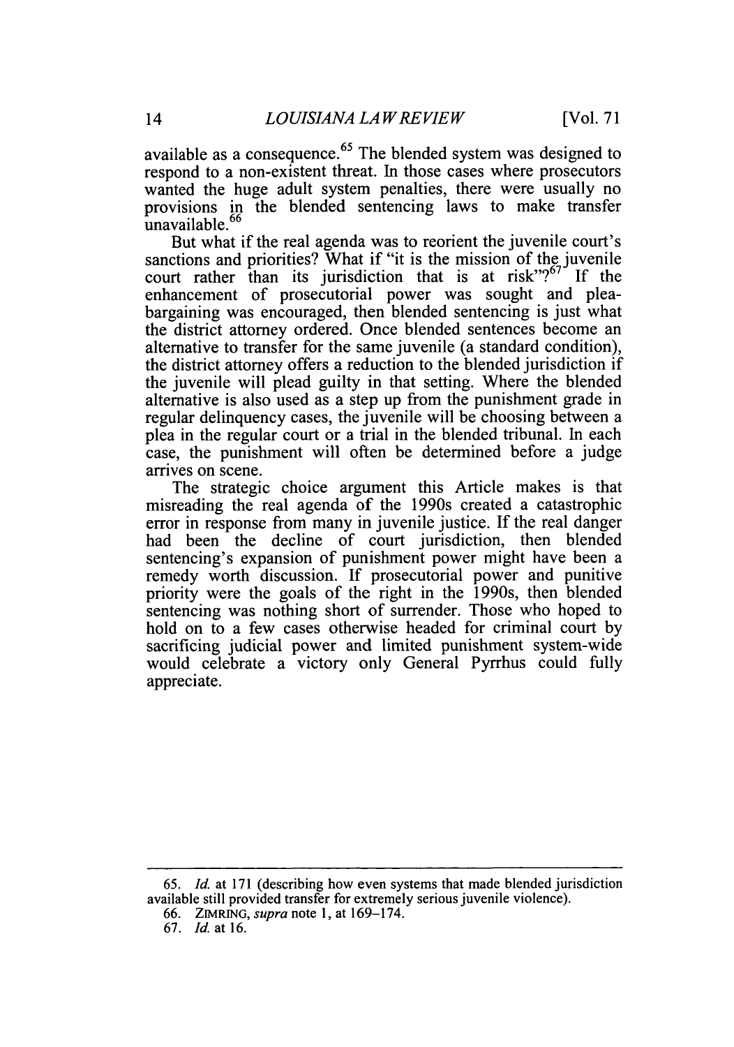available as a consequence.[65] The blended system was designed to respond to a non-existent threat. In those cases where prosecutors wanted the huge adult system penalties, there were usually no provisions in the blended sentencing laws to make transfer unavailable.[66]

But what if the real agenda was to reorient the juvenile court's sanctions and priorities? What if "it is the mission of the juvenile court rather than its jurisdiction that is at risk"?[67] If the enhancement of prosecutorial power was sought and plea-bargaining was encouraged, then blended sentencing is just what the district attorney ordered. Once blended sentences become an alternative to transfer for the same juvenile (a standard condition), the district attorney offers a reduction to the blended jurisdiction if the juvenile will plead guilty in that setting. Where the blended alternative is also used as a step up from the punishment grade in regular delinquency cases, the juvenile will be choosing between a plea in the regular court or a trial in the blended tribunal. In each case, the punishment will often be determined before a judge arrives on scene.

The strategic choice argument this Article makes is that misreading the real agenda of the 1990s created a catastrophic error in response from many in juvenile justice. If the real danger had been the decline of court jurisdiction, then blended sentencing's expansion of punishment power might have been a remedy worth discussion. If prosecutorial power and punitive priority were the goals of the right in the 1990s, then blended sentencing was nothing short of surrender. Those who hoped to hold on to a few cases otherwise headed for criminal court by sacrificing judicial power and limited punishment system-wide would celebrate a victory only General Pyrrhus could fully appreciate.

---

65. *Id.* at 171 (describing how even systems that made blended jurisdiction available still provided transfer for extremely serious juvenile violence).

66. ZIMRING, *supra* note 1, at 169–174.

67. *Id.* at 16.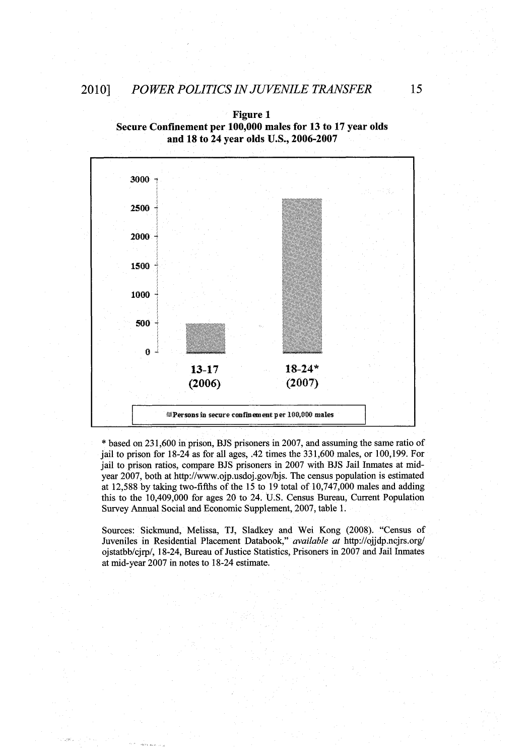**Figure 1**
**Secure Confinement per 100,000 males for 13 to 17 year olds and 18 to 24 year olds U.S., 2006-2007**

| | 13-17 (2006) | 18-24* (2007) |
|---|---|---|
| Persons in secure confinement per 100,000 males | | |

\* based on 231,600 in prison, BJS prisoners in 2007, and assuming the same ratio of jail to prison for 18-24 as for all ages, .42 times the 331,600 males, or 100,199. For jail to prison ratios, compare BJS prisoners in 2007 with BJS Jail Inmates at mid-year 2007, both at http://www.ojp.usdoj.gov/bjs. The census population is estimated at 12,588 by taking two-fifths of the 15 to 19 total of 10,747,000 males and adding this to the 10,409,000 for ages 20 to 24. U.S. Census Bureau, Current Population Survey Annual Social and Economic Supplement, 2007, table 1.

Sources: Sickmund, Melissa, TJ, Sladkey and Wei Kong (2008). "Census of Juveniles in Residential Placement Databook," *available at* http://ojjdp.ncjrs.org/ojstatbb/cjrp/, 18-24, Bureau of Justice Statistics, Prisoners in 2007 and Jail Inmates at mid-year 2007 in notes to 18-24 estimate.